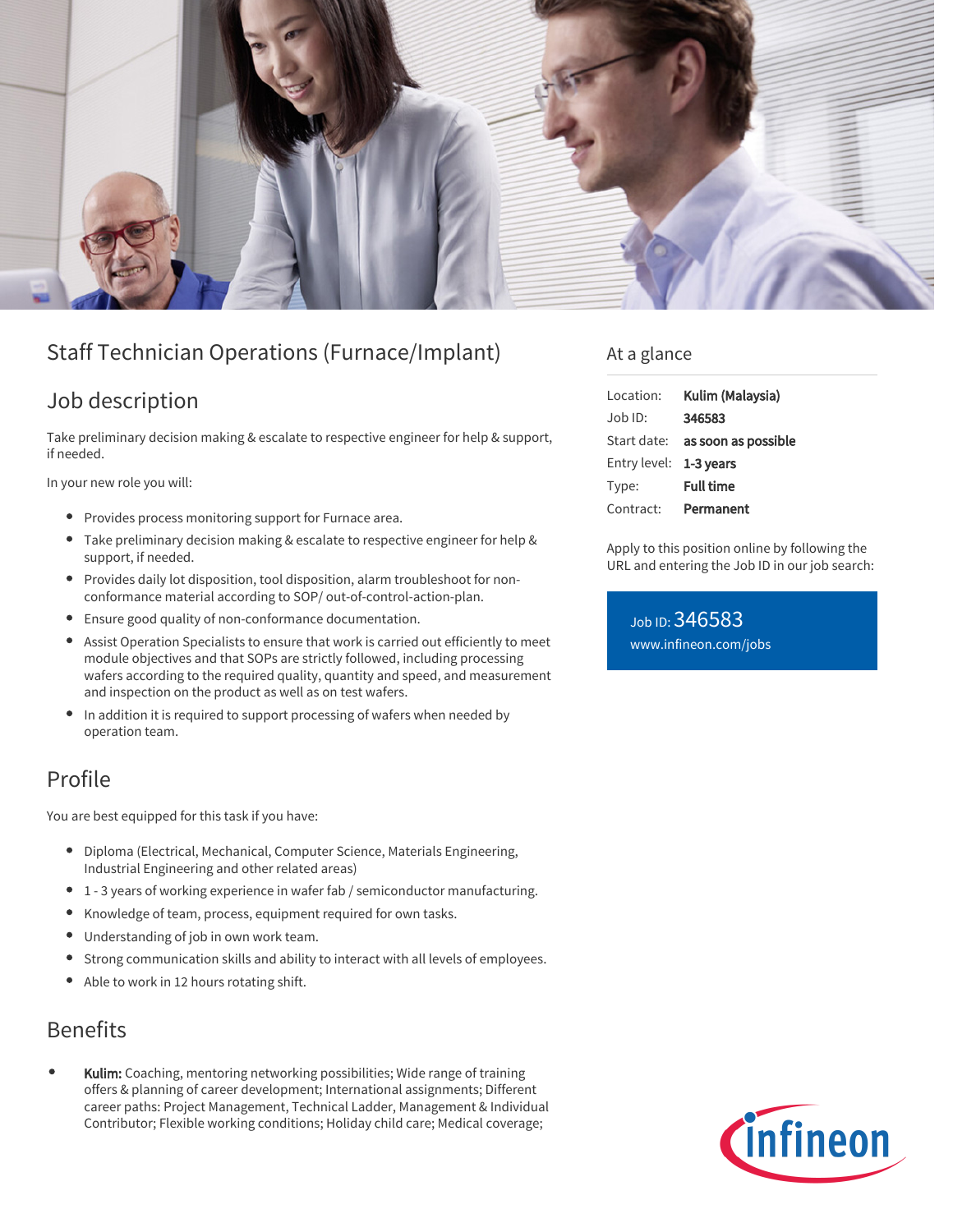# Staff Technician Operations (Furnace/Implant)

## Job description

Take preliminary decision making & escalate to respective engineer for help & support, if needed.

In your new role you will:

- Provides process monitoring support for Furnace area.
- Take preliminary decision making & escalate to respective engineer for help & support, if needed.
- Provides daily lot disposition, tool disposition, alarm troubleshoot for non-conformance material according to SOP/ out-of-control-action-plan.
- Ensure good quality of non-conformance documentation.
- Assist Operation Specialists to ensure that work is carried out efficiently to meet module objectives and that SOPs are strictly followed, including processing wafers according to the required quality, quantity and speed, and measurement and inspection on the product as well as on test wafers.
- In addition it is required to support processing of wafers when needed by operation team.

## Profile

You are best equipped for this task if you have:

- Diploma (Electrical, Mechanical, Computer Science, Materials Engineering, Industrial Engineering and other related areas)
- 1 - 3 years of working experience in wafer fab / semiconductor manufacturing.
- Knowledge of team, process, equipment required for own tasks.
- Understanding of job in own work team.
- Strong communication skills and ability to interact with all levels of employees.
- Able to work in 12 hours rotating shift.

## Benefits

- **Kulim:** Coaching, mentoring networking possibilities; Wide range of training offers & planning of career development; International assignments; Different career paths: Project Management, Technical Ladder, Management & Individual Contributor; Flexible working conditions; Holiday child care; Medical coverage;

## At a glance

| | |
|---|---|
| Location: | **Kulim (Malaysia)** |
| Job ID: | **346583** |
| Start date: | **as soon as possible** |
| Entry level: | **1-3 years** |
| Type: | **Full time** |
| Contract: | **Permanent** |

Apply to this position online by following the URL and entering the Job ID in our job search:

Job ID: 346583
www.infineon.com/jobs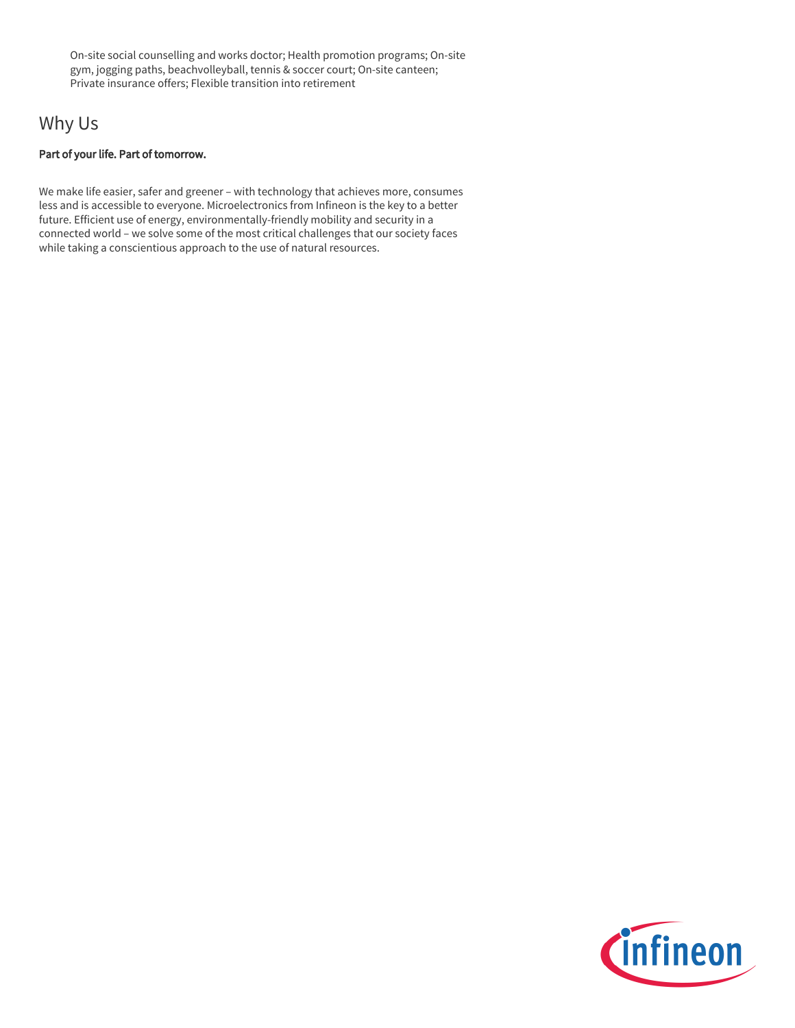On-site social counselling and works doctor; Health promotion programs; On-site gym, jogging paths, beachvolleyball, tennis & soccer court; On-site canteen; Private insurance offers; Flexible transition into retirement

## Why Us

**Part of your life. Part of tomorrow.**

We make life easier, safer and greener – with technology that achieves more, consumes less and is accessible to everyone. Microelectronics from Infineon is the key to a better future. Efficient use of energy, environmentally-friendly mobility and security in a connected world – we solve some of the most critical challenges that our society faces while taking a conscientious approach to the use of natural resources.